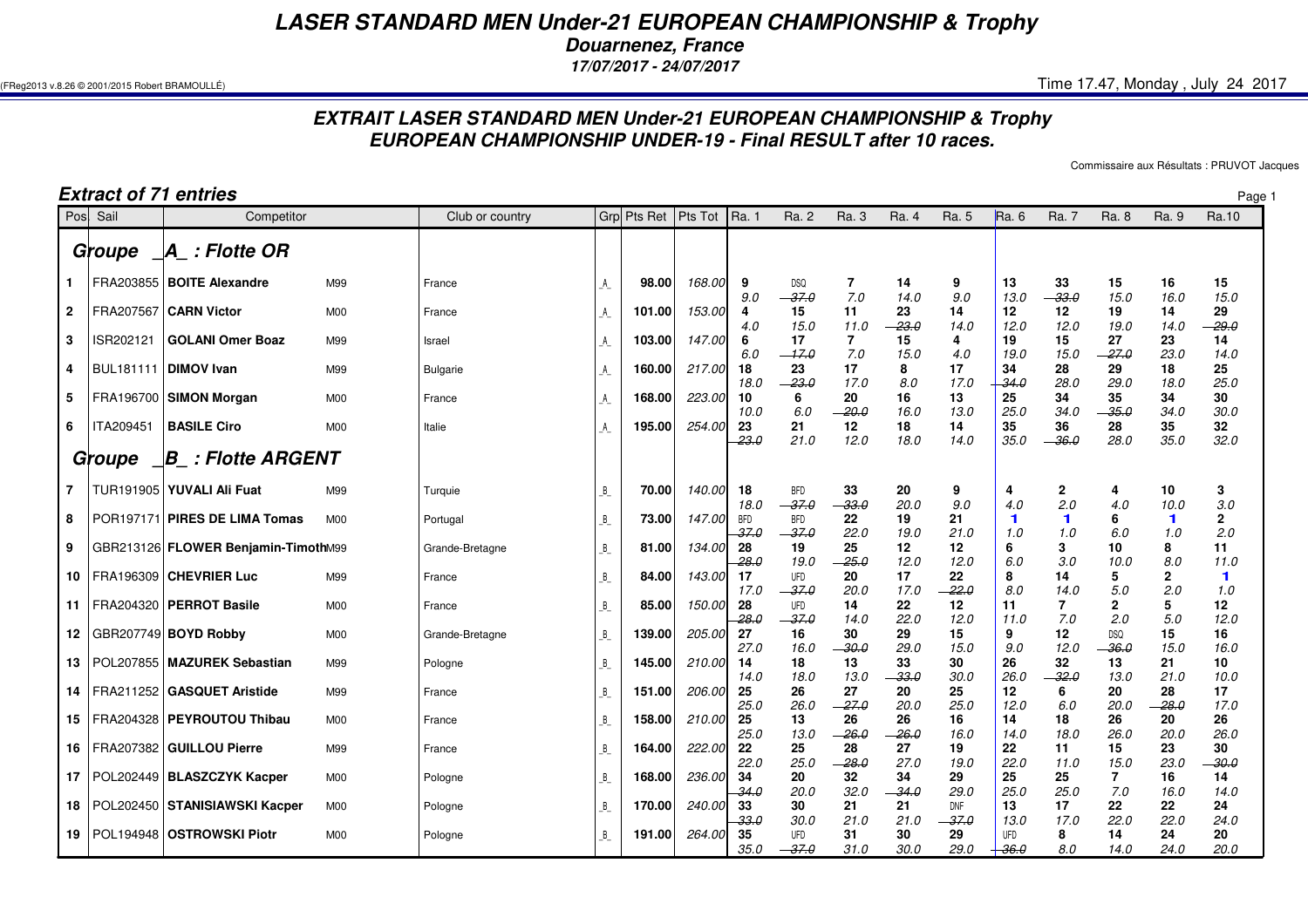# LASER STANDARD MEN Under-21 EUROPEAN CHAMPIONSHIP & Trophy

**Douarnenez, France**

**17/07/2017 - 24/07/2017**

(FReg2013 v.8.26 © 2001/2015 Robert BRAMOULLÉ)

Time 17.47, Monday , July 24 2017

## EXTRAIT LASER STANDARD MEN Under-21 EUROPEAN CHAMPIONSHIP & Trophy
## EUROPEAN CHAMPIONSHIP UNDER-19 - Final RESULT after 10 races.

Commissaire aux Résultats : PRUVOT Jacques

### Extract of 71 entries

| Pos | Sail | Competitor | | Club or country | Grp | Pts Ret | Pts Tot | Ra. 1 | Ra. 2 | Ra. 3 | Ra. 4 | Ra. 5 | Ra. 6 | Ra. 7 | Ra. 8 | Ra. 9 | Ra.10 |
|---|---|---|---|---|---|---|---|---|---|---|---|---|---|---|---|---|---|
| **Groupe _A_ : Flotte OR** | | | | | | | | | | | | | | | | | |
| 1 | FRA203855 | **BOITE Alexandre** | M99 | France | _A_ | **98.00** | 168.00 | 9 9.0 | DSQ ~~37.0~~ | 7 7.0 | 14 14.0 | 9 9.0 | 13 13.0 | 33 ~~33.0~~ | 15 15.0 | 16 16.0 | 15 15.0 |
| 2 | FRA207567 | **CARN Victor** | M00 | France | _A_ | **101.00** | 153.00 | 4 4.0 | 15 15.0 | 11 11.0 | 23 ~~23.0~~ | 14 14.0 | 12 12.0 | 12 12.0 | 19 19.0 | 14 14.0 | 29 ~~29.0~~ |
| 3 | ISR202121 | **GOLANI Omer Boaz** | M99 | Israel | _A_ | **103.00** | 147.00 | 6 6.0 | 17 ~~17.0~~ | 7 7.0 | 15 15.0 | 4 4.0 | 19 19.0 | 15 15.0 | 27 ~~27.0~~ | 23 23.0 | 14 14.0 |
| 4 | BUL181111 | **DIMOV Ivan** | M99 | Bulgarie | _A_ | **160.00** | 217.00 | 18 18.0 | 23 ~~23.0~~ | 17 17.0 | 8 8.0 | 17 17.0 | 34 ~~34.0~~ | 28 28.0 | 29 29.0 | 18 18.0 | 25 25.0 |
| 5 | FRA196700 | **SIMON Morgan** | M00 | France | _A_ | **168.00** | 223.00 | 10 10.0 | 6 6.0 | 20 ~~20.0~~ | 16 16.0 | 13 13.0 | 25 25.0 | 34 34.0 | 35 ~~35.0~~ | 34 34.0 | 30 30.0 |
| 6 | ITA209451 | **BASILE Ciro** | M00 | Italie | _A_ | **195.00** | 254.00 | 23 ~~23.0~~ | 21 21.0 | 12 12.0 | 18 18.0 | 14 14.0 | 35 35.0 | 36 ~~36.0~~ | 28 28.0 | 35 35.0 | 32 32.0 |
| **Groupe _B_ : Flotte ARGENT** | | | | | | | | | | | | | | | | | |
| 7 | TUR191905 | **YUVALI Ali Fuat** | M99 | Turquie | _B_ | **70.00** | 140.00 | 18 18.0 | BFD ~~37.0~~ | 33 ~~33.0~~ | 20 20.0 | 9 9.0 | 4 4.0 | 2 2.0 | 4 4.0 | 10 10.0 | 3 3.0 |
| 8 | POR197171 | **PIRES DE LIMA Tomas** | M00 | Portugal | _B_ | **73.00** | 147.00 | BFD ~~37.0~~ | BFD ~~37.0~~ | 22 22.0 | 19 19.0 | 21 21.0 | 1 1.0 | 1 1.0 | 6 6.0 | 1 1.0 | 2 2.0 |
| 9 | GBR213126 | **FLOWER Benjamin-Timoth** | M99 | Grande-Bretagne | _B_ | **81.00** | 134.00 | 28 ~~28.0~~ | 19 19.0 | 25 ~~25.0~~ | 12 12.0 | 12 12.0 | 6 6.0 | 3 3.0 | 10 10.0 | 8 8.0 | 11 11.0 |
| 10 | FRA196309 | **CHEVRIER Luc** | M99 | France | _B_ | **84.00** | 143.00 | 17 17.0 | UFD ~~37.0~~ | 20 20.0 | 17 17.0 | 22 ~~22.0~~ | 8 8.0 | 14 14.0 | 5 5.0 | 2 2.0 | 1 1.0 |
| 11 | FRA204320 | **PERROT Basile** | M00 | France | _B_ | **85.00** | 150.00 | 28 ~~28.0~~ | UFD ~~37.0~~ | 14 14.0 | 22 22.0 | 12 12.0 | 11 11.0 | 7 7.0 | 2 2.0 | 5 5.0 | 12 12.0 |
| 12 | GBR207749 | **BOYD Robby** | M00 | Grande-Bretagne | _B_ | **139.00** | 205.00 | 27 27.0 | 16 16.0 | 30 ~~30.0~~ | 29 29.0 | 15 15.0 | 9 9.0 | 12 12.0 | DSQ ~~36.0~~ | 15 15.0 | 16 16.0 |
| 13 | POL207855 | **MAZUREK Sebastian** | M99 | Pologne | _B_ | **145.00** | 210.00 | 14 14.0 | 18 18.0 | 13 13.0 | 33 ~~33.0~~ | 30 30.0 | 26 26.0 | 32 ~~32.0~~ | 13 13.0 | 21 21.0 | 10 10.0 |
| 14 | FRA211252 | **GASQUET Aristide** | M99 | France | _B_ | **151.00** | 206.00 | 25 25.0 | 26 26.0 | 27 ~~27.0~~ | 20 20.0 | 25 25.0 | 12 12.0 | 6 6.0 | 20 20.0 | 28 ~~28.0~~ | 17 17.0 |
| 15 | FRA204328 | **PEYROUTOU Thibau** | M00 | France | _B_ | **158.00** | 210.00 | 25 25.0 | 13 13.0 | 26 ~~26.0~~ | 26 ~~26.0~~ | 16 16.0 | 14 14.0 | 18 18.0 | 26 26.0 | 20 20.0 | 26 26.0 |
| 16 | FRA207382 | **GUILLOU Pierre** | M99 | France | _B_ | **164.00** | 222.00 | 22 22.0 | 25 25.0 | 28 ~~28.0~~ | 27 27.0 | 19 19.0 | 22 22.0 | 11 11.0 | 15 15.0 | 23 23.0 | 30 ~~30.0~~ |
| 17 | POL202449 | **BLASZCZYK Kacper** | M00 | Pologne | _B_ | **168.00** | 236.00 | 34 ~~34.0~~ | 20 20.0 | 32 32.0 | 34 ~~34.0~~ | 29 29.0 | 25 25.0 | 25 25.0 | 7 7.0 | 16 16.0 | 14 14.0 |
| 18 | POL202450 | **STANISIAWSKI Kacper** | M00 | Pologne | _B_ | **170.00** | 240.00 | 33 ~~33.0~~ | 30 30.0 | 21 21.0 | 21 21.0 | DNF ~~37.0~~ | 13 13.0 | 17 17.0 | 22 22.0 | 22 22.0 | 24 24.0 |
| 19 | POL194948 | **OSTROWSKI Piotr** | M00 | Pologne | _B_ | **191.00** | 264.00 | 35 35.0 | UFD ~~37.0~~ | 31 31.0 | 30 30.0 | 29 29.0 | UFD ~~36.0~~ | 8 8.0 | 14 14.0 | 24 24.0 | 20 20.0 |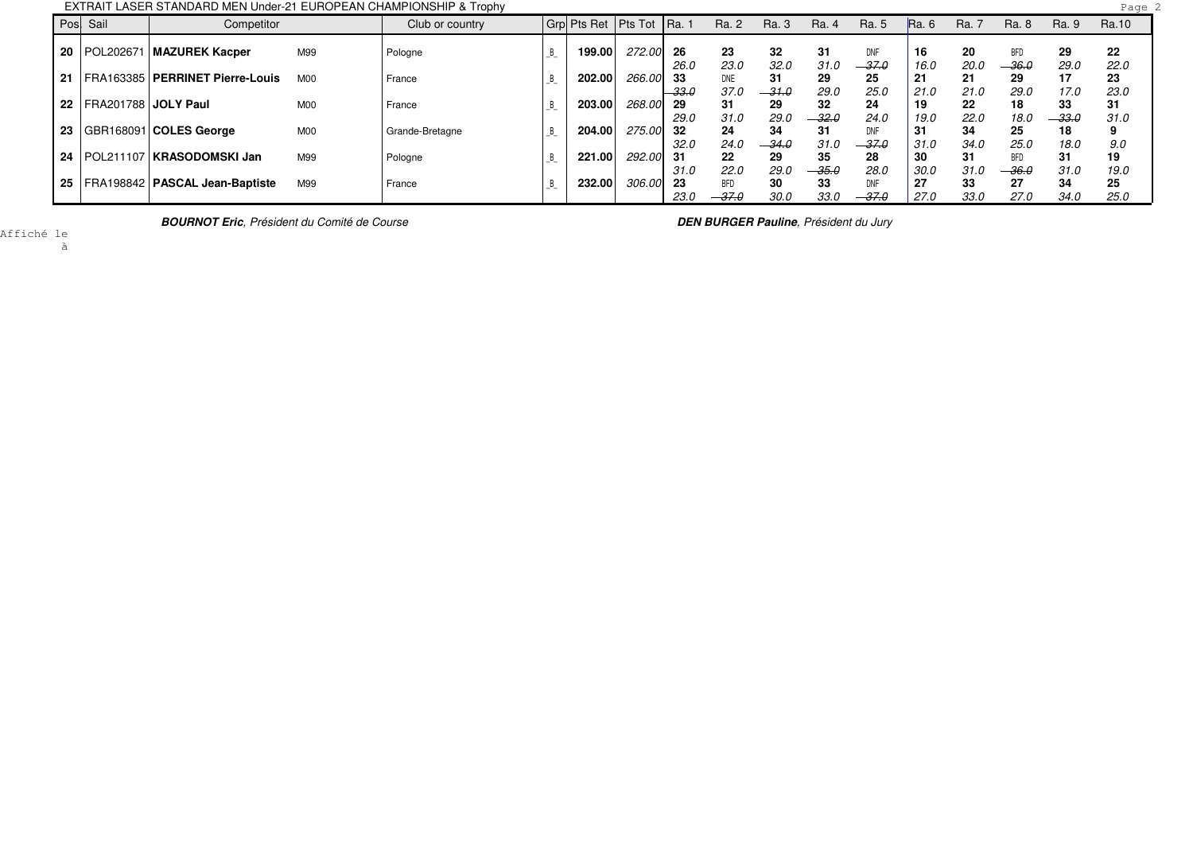EXTRAIT LASER STANDARD MEN Under-21 EUROPEAN CHAMPIONSHIP & Trophy

| Pos | Sail | Competitor | | Club or country | Grp | Pts Ret | Pts Tot | Ra. 1 | Ra. 2 | Ra. 3 | Ra. 4 | Ra. 5 | Ra. 6 | Ra. 7 | Ra. 8 | Ra. 9 | Ra.10 |
|---|---|---|---|---|---|---|---|---|---|---|---|---|---|---|---|---|---|
| 20 | POL202671 | **MAZUREK Kacper** | M99 | Pologne | _B_ | **199.00** | *272.00* | **26** *26.0* | **23** *23.0* | **32** *32.0* | **31** *31.0* | DNF *~~37.0~~* | **16** *16.0* | **20** *20.0* | BFD *~~36.0~~* | **29** *29.0* | **22** *22.0* |
| 21 | FRA163385 | **PERRINET Pierre-Louis** | M00 | France | _B_ | **202.00** | *266.00* | **33** *~~33.0~~* | DNE *37.0* | **31** *~~31.0~~* | **29** *29.0* | **25** *25.0* | **21** *21.0* | **21** *21.0* | **29** *29.0* | **17** *17.0* | **23** *23.0* |
| 22 | FRA201788 | **JOLY Paul** | M00 | France | _B_ | **203.00** | *268.00* | **29** *29.0* | **31** *31.0* | **29** *29.0* | **32** *~~32.0~~* | **24** *24.0* | **19** *19.0* | **22** *22.0* | **18** *18.0* | **33** *~~33.0~~* | **31** *31.0* |
| 23 | GBR168091 | **COLES George** | M00 | Grande-Bretagne | _B_ | **204.00** | *275.00* | **32** *32.0* | **24** *24.0* | **34** *~~34.0~~* | **31** *31.0* | DNF *~~37.0~~* | **31** *31.0* | **34** *34.0* | **25** *25.0* | **18** *18.0* | **9** *9.0* |
| 24 | POL211107 | **KRASODOMSKI Jan** | M99 | Pologne | _B_ | **221.00** | *292.00* | **31** *31.0* | **22** *22.0* | **29** *29.0* | **35** *~~35.0~~* | **28** *28.0* | **30** *30.0* | **31** *31.0* | BFD *~~36.0~~* | **31** *31.0* | **19** *19.0* |
| 25 | FRA198842 | **PASCAL Jean-Baptiste** | M99 | France | _B_ | **232.00** | *306.00* | **23** *23.0* | BFD *~~37.0~~* | **30** *30.0* | **33** *33.0* | DNF *~~37.0~~* | **27** *27.0* | **33** *33.0* | **27** *27.0* | **34** *34.0* | **25** *25.0* |

***BOURNOT Eric**, Président du Comité de Course*

***DEN BURGER Pauline**, Président du Jury*

Affiché le
à